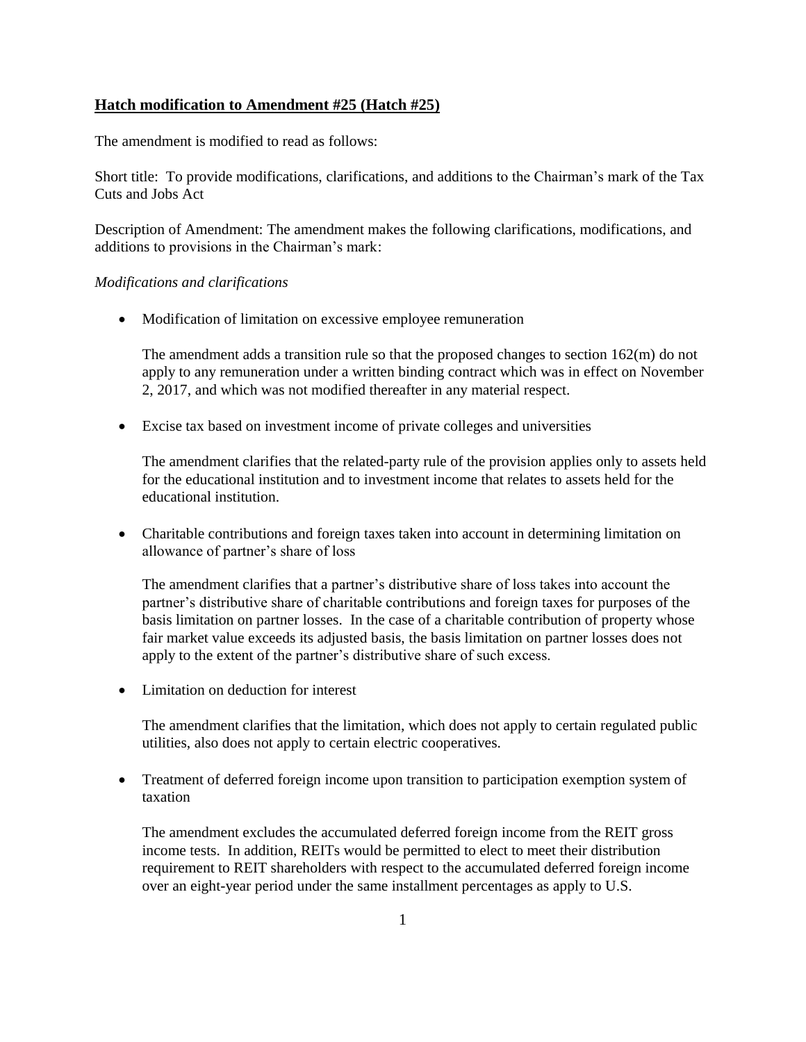**Hatch modification to Amendment #25 (Hatch #25)**

The amendment is modified to read as follows:

Short title: To provide modifications, clarifications, and additions to the Chairman's mark of the Tax Cuts and Jobs Act

Description of Amendment: The amendment makes the following clarifications, modifications, and additions to provisions in the Chairman's mark:

*Modifications and clarifications*

- Modification of limitation on excessive employee remuneration

  The amendment adds a transition rule so that the proposed changes to section 162(m) do not apply to any remuneration under a written binding contract which was in effect on November 2, 2017, and which was not modified thereafter in any material respect.

- Excise tax based on investment income of private colleges and universities

  The amendment clarifies that the related-party rule of the provision applies only to assets held for the educational institution and to investment income that relates to assets held for the educational institution.

- Charitable contributions and foreign taxes taken into account in determining limitation on allowance of partner's share of loss

  The amendment clarifies that a partner's distributive share of loss takes into account the partner's distributive share of charitable contributions and foreign taxes for purposes of the basis limitation on partner losses. In the case of a charitable contribution of property whose fair market value exceeds its adjusted basis, the basis limitation on partner losses does not apply to the extent of the partner's distributive share of such excess.

- Limitation on deduction for interest

  The amendment clarifies that the limitation, which does not apply to certain regulated public utilities, also does not apply to certain electric cooperatives.

- Treatment of deferred foreign income upon transition to participation exemption system of taxation

  The amendment excludes the accumulated deferred foreign income from the REIT gross income tests. In addition, REITs would be permitted to elect to meet their distribution requirement to REIT shareholders with respect to the accumulated deferred foreign income over an eight-year period under the same installment percentages as apply to U.S.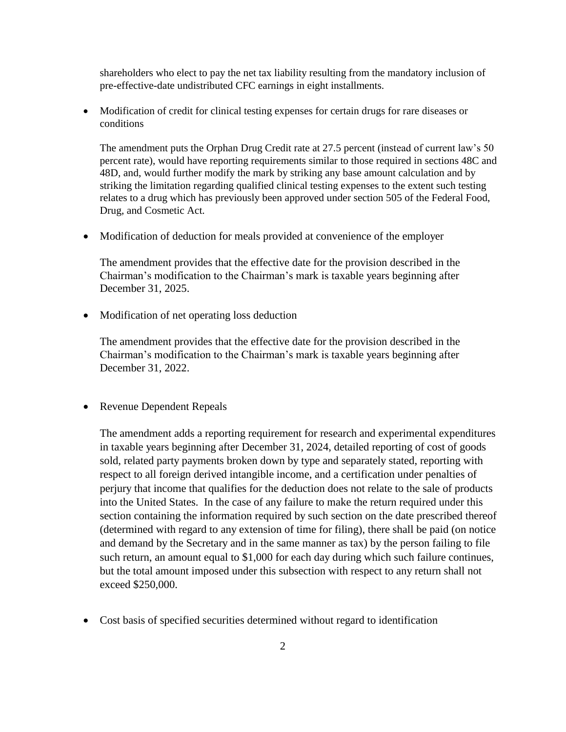shareholders who elect to pay the net tax liability resulting from the mandatory inclusion of pre-effective-date undistributed CFC earnings in eight installments.

- Modification of credit for clinical testing expenses for certain drugs for rare diseases or conditions

  The amendment puts the Orphan Drug Credit rate at 27.5 percent (instead of current law's 50 percent rate), would have reporting requirements similar to those required in sections 48C and 48D, and, would further modify the mark by striking any base amount calculation and by striking the limitation regarding qualified clinical testing expenses to the extent such testing relates to a drug which has previously been approved under section 505 of the Federal Food, Drug, and Cosmetic Act.

- Modification of deduction for meals provided at convenience of the employer

  The amendment provides that the effective date for the provision described in the Chairman's modification to the Chairman's mark is taxable years beginning after December 31, 2025.

- Modification of net operating loss deduction

  The amendment provides that the effective date for the provision described in the Chairman's modification to the Chairman's mark is taxable years beginning after December 31, 2022.

- Revenue Dependent Repeals

  The amendment adds a reporting requirement for research and experimental expenditures in taxable years beginning after December 31, 2024, detailed reporting of cost of goods sold, related party payments broken down by type and separately stated, reporting with respect to all foreign derived intangible income, and a certification under penalties of perjury that income that qualifies for the deduction does not relate to the sale of products into the United States. In the case of any failure to make the return required under this section containing the information required by such section on the date prescribed thereof (determined with regard to any extension of time for filing), there shall be paid (on notice and demand by the Secretary and in the same manner as tax) by the person failing to file such return, an amount equal to $1,000 for each day during which such failure continues, but the total amount imposed under this subsection with respect to any return shall not exceed $250,000.

- Cost basis of specified securities determined without regard to identification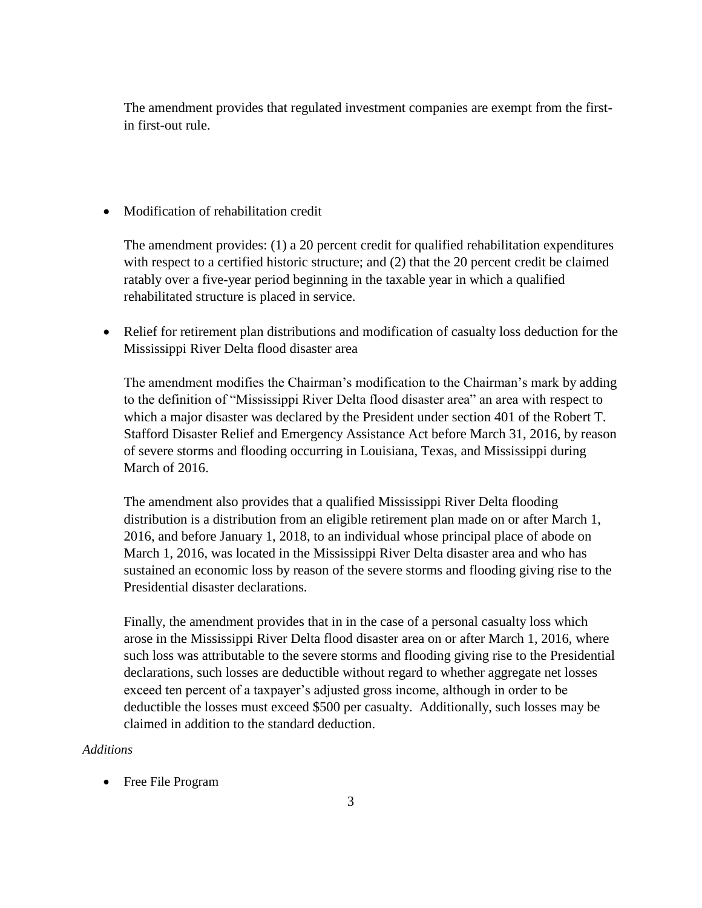The amendment provides that regulated investment companies are exempt from the first-in first-out rule.

- Modification of rehabilitation credit

  The amendment provides: (1) a 20 percent credit for qualified rehabilitation expenditures with respect to a certified historic structure; and (2) that the 20 percent credit be claimed ratably over a five-year period beginning in the taxable year in which a qualified rehabilitated structure is placed in service.

- Relief for retirement plan distributions and modification of casualty loss deduction for the Mississippi River Delta flood disaster area

  The amendment modifies the Chairman's modification to the Chairman's mark by adding to the definition of "Mississippi River Delta flood disaster area" an area with respect to which a major disaster was declared by the President under section 401 of the Robert T. Stafford Disaster Relief and Emergency Assistance Act before March 31, 2016, by reason of severe storms and flooding occurring in Louisiana, Texas, and Mississippi during March of 2016.

  The amendment also provides that a qualified Mississippi River Delta flooding distribution is a distribution from an eligible retirement plan made on or after March 1, 2016, and before January 1, 2018, to an individual whose principal place of abode on March 1, 2016, was located in the Mississippi River Delta disaster area and who has sustained an economic loss by reason of the severe storms and flooding giving rise to the Presidential disaster declarations.

  Finally, the amendment provides that in in the case of a personal casualty loss which arose in the Mississippi River Delta flood disaster area on or after March 1, 2016, where such loss was attributable to the severe storms and flooding giving rise to the Presidential declarations, such losses are deductible without regard to whether aggregate net losses exceed ten percent of a taxpayer's adjusted gross income, although in order to be deductible the losses must exceed $500 per casualty. Additionally, such losses may be claimed in addition to the standard deduction.

*Additions*

- Free File Program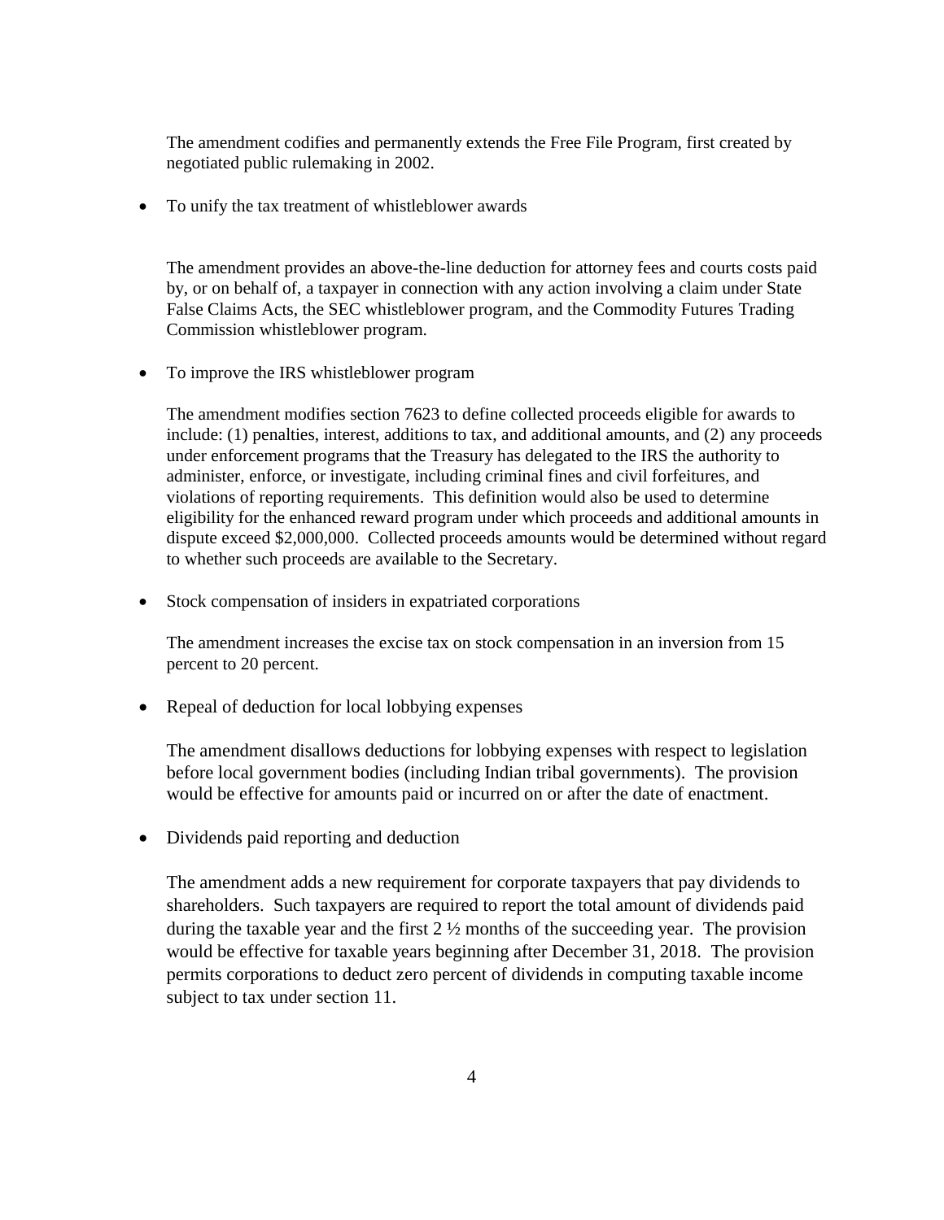The amendment codifies and permanently extends the Free File Program, first created by negotiated public rulemaking in 2002.

- To unify the tax treatment of whistleblower awards

  The amendment provides an above-the-line deduction for attorney fees and courts costs paid by, or on behalf of, a taxpayer in connection with any action involving a claim under State False Claims Acts, the SEC whistleblower program, and the Commodity Futures Trading Commission whistleblower program.

- To improve the IRS whistleblower program

  The amendment modifies section 7623 to define collected proceeds eligible for awards to include: (1) penalties, interest, additions to tax, and additional amounts, and (2) any proceeds under enforcement programs that the Treasury has delegated to the IRS the authority to administer, enforce, or investigate, including criminal fines and civil forfeitures, and violations of reporting requirements. This definition would also be used to determine eligibility for the enhanced reward program under which proceeds and additional amounts in dispute exceed $2,000,000. Collected proceeds amounts would be determined without regard to whether such proceeds are available to the Secretary.

- Stock compensation of insiders in expatriated corporations

  The amendment increases the excise tax on stock compensation in an inversion from 15 percent to 20 percent.

- Repeal of deduction for local lobbying expenses

  The amendment disallows deductions for lobbying expenses with respect to legislation before local government bodies (including Indian tribal governments). The provision would be effective for amounts paid or incurred on or after the date of enactment.

- Dividends paid reporting and deduction

  The amendment adds a new requirement for corporate taxpayers that pay dividends to shareholders. Such taxpayers are required to report the total amount of dividends paid during the taxable year and the first 2 ½ months of the succeeding year. The provision would be effective for taxable years beginning after December 31, 2018. The provision permits corporations to deduct zero percent of dividends in computing taxable income subject to tax under section 11.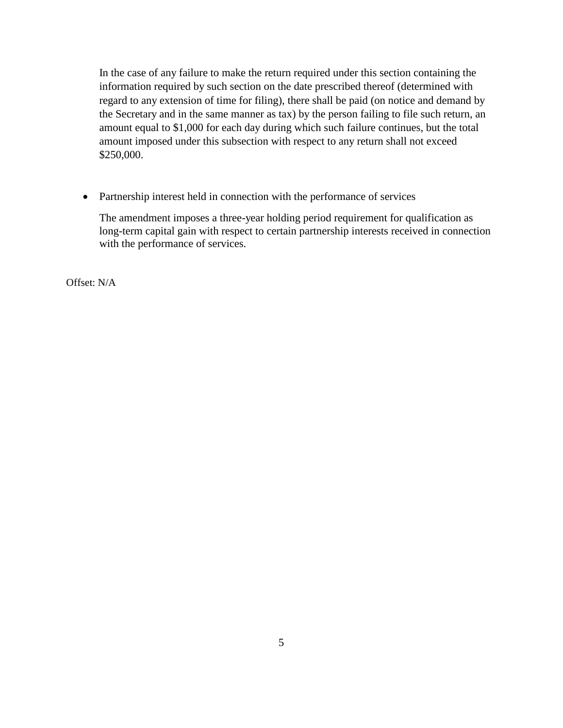In the case of any failure to make the return required under this section containing the information required by such section on the date prescribed thereof (determined with regard to any extension of time for filing), there shall be paid (on notice and demand by the Secretary and in the same manner as tax) by the person failing to file such return, an amount equal to $1,000 for each day during which such failure continues, but the total amount imposed under this subsection with respect to any return shall not exceed $250,000.

- Partnership interest held in connection with the performance of services

  The amendment imposes a three-year holding period requirement for qualification as long-term capital gain with respect to certain partnership interests received in connection with the performance of services.

Offset: N/A